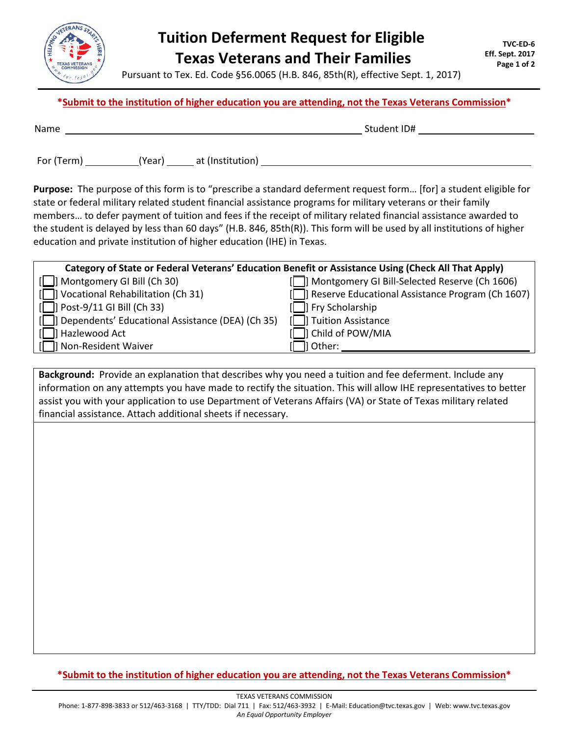# Tuition Deferment Request for Eligible Texas Veterans and Their Families

TVC-ED-6
Eff. Sept. 2017

Pursuant to Tex. Ed. Code §56.0065 (H.B. 846, 85th(R), effective Sept. 1, 2017)

***Submit to the institution of higher education you are attending, not the Texas Veterans Commission***

Name ______________________________ Student ID# ______________

For (Term) __________ (Year) _____ at (Institution) ______________________________

**Purpose:** The purpose of this form is to "prescribe a standard deferment request form… [for] a student eligible for state or federal military related student financial assistance programs for military veterans or their family members… to defer payment of tuition and fees if the receipt of military related financial assistance awarded to the student is delayed by less than 60 days" (H.B. 846, 85th(R)). This form will be used by all institutions of higher education and private institution of higher education (IHE) in Texas.

| Category of State or Federal Veterans' Education Benefit or Assistance Using (Check All That Apply) | |
|---|---|
| [ ] Montgomery GI Bill (Ch 30) | [ ] Montgomery GI Bill-Selected Reserve (Ch 1606) |
| [ ] Vocational Rehabilitation (Ch 31) | [ ] Reserve Educational Assistance Program (Ch 1607) |
| [ ] Post-9/11 GI Bill (Ch 33) | [ ] Fry Scholarship |
| [ ] Dependents' Educational Assistance (DEA) (Ch 35) | [ ] Tuition Assistance |
| [ ] Hazlewood Act | [ ] Child of POW/MIA |
| [ ] Non-Resident Waiver | [ ] Other: ______________ |

**Background:** Provide an explanation that describes why you need a tuition and fee deferment. Include any information on any attempts you have made to rectify the situation. This will allow IHE representatives to better assist you with your application to use Department of Veterans Affairs (VA) or State of Texas military related financial assistance. Attach additional sheets if necessary.

***Submit to the institution of higher education you are attending, not the Texas Veterans Commission***

TEXAS VETERANS COMMISSION
Phone: 1-877-898-3833 or 512/463-3168 | TTY/TDD: Dial 711 | Fax: 512/463-3932 | E-Mail: Education@tvc.texas.gov | Web: www.tvc.texas.gov
*An Equal Opportunity Employer*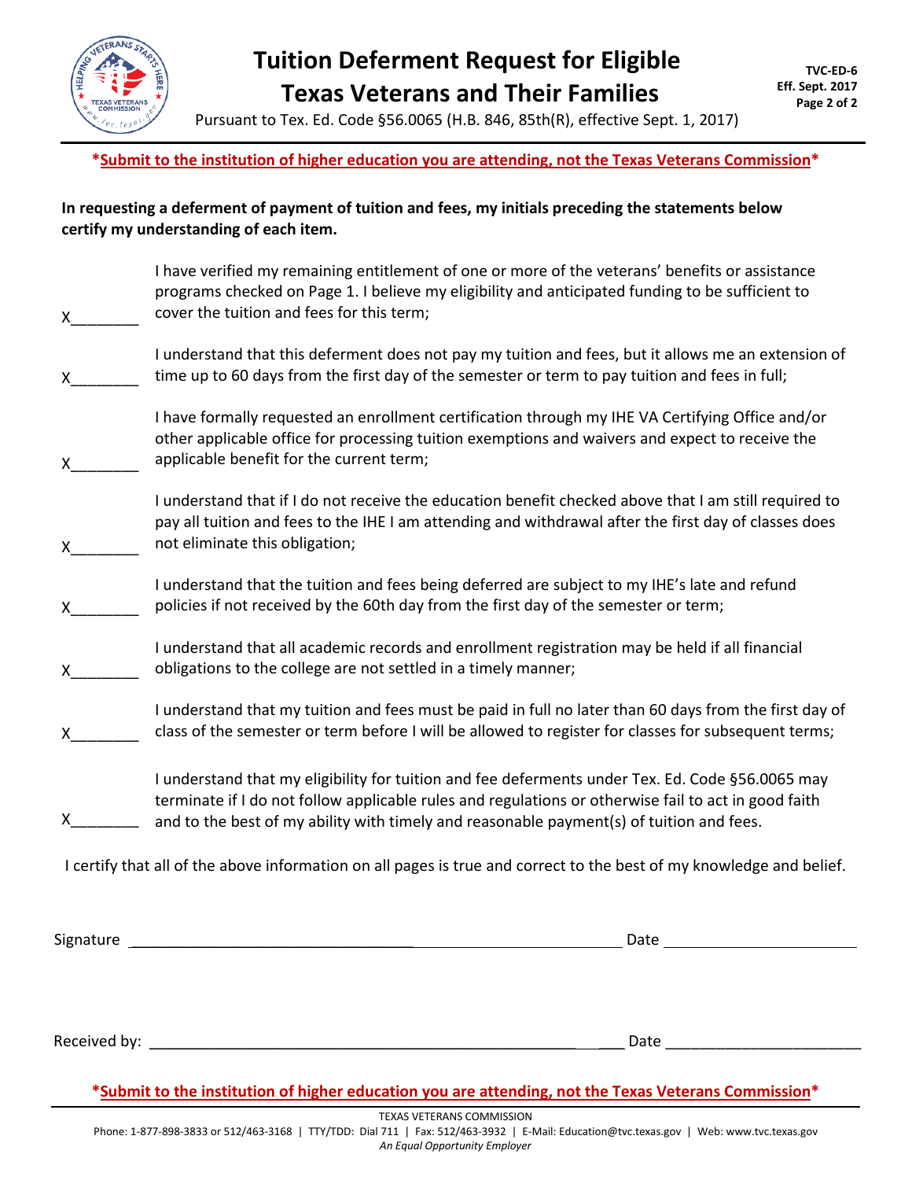# Tuition Deferment Request for Eligible Texas Veterans and Their Families

**TVC-ED-6**
**Eff. Sept. 2017**

Pursuant to Tex. Ed. Code §56.0065 (H.B. 846, 85th(R), effective Sept. 1, 2017)

***Submit to the institution of higher education you are attending, not the Texas Veterans Commission***

**In requesting a deferment of payment of tuition and fees, my initials preceding the statements below certify my understanding of each item.**

X________ I have verified my remaining entitlement of one or more of the veterans' benefits or assistance programs checked on Page 1. I believe my eligibility and anticipated funding to be sufficient to cover the tuition and fees for this term;

X________ I understand that this deferment does not pay my tuition and fees, but it allows me an extension of time up to 60 days from the first day of the semester or term to pay tuition and fees in full;

X________ I have formally requested an enrollment certification through my IHE VA Certifying Office and/or other applicable office for processing tuition exemptions and waivers and expect to receive the applicable benefit for the current term;

X________ I understand that if I do not receive the education benefit checked above that I am still required to pay all tuition and fees to the IHE I am attending and withdrawal after the first day of classes does not eliminate this obligation;

X________ I understand that the tuition and fees being deferred are subject to my IHE's late and refund policies if not received by the 60th day from the first day of the semester or term;

X________ I understand that all academic records and enrollment registration may be held if all financial obligations to the college are not settled in a timely manner;

X________ I understand that my tuition and fees must be paid in full no later than 60 days from the first day of class of the semester or term before I will be allowed to register for classes for subsequent terms;

X________ I understand that my eligibility for tuition and fee deferments under Tex. Ed. Code §56.0065 may terminate if I do not follow applicable rules and regulations or otherwise fail to act in good faith and to the best of my ability with timely and reasonable payment(s) of tuition and fees.

I certify that all of the above information on all pages is true and correct to the best of my knowledge and belief.

Signature ____________________________________________ Date ______________________

Received by: __________________________________________ Date ______________________

***Submit to the institution of higher education you are attending, not the Texas Veterans Commission***

TEXAS VETERANS COMMISSION
Phone: 1-877-898-3833 or 512/463-3168 | TTY/TDD: Dial 711 | Fax: 512/463-3932 | E-Mail: Education@tvc.texas.gov | Web: www.tvc.texas.gov
*An Equal Opportunity Employer*